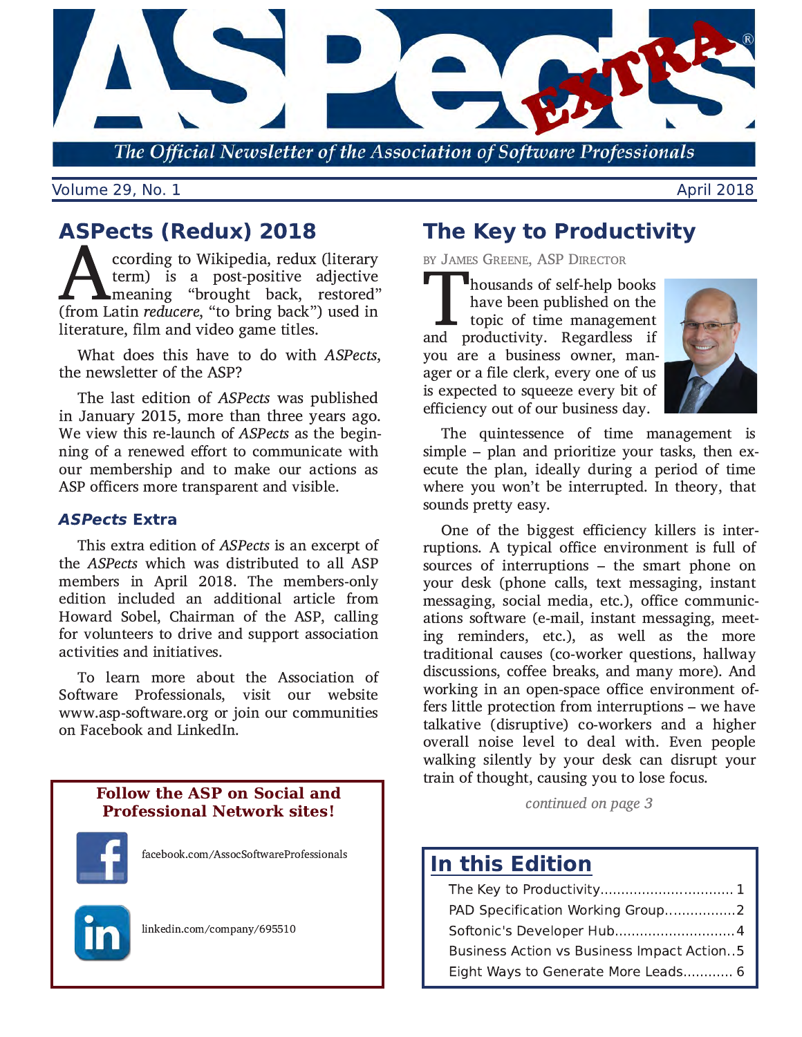# ASPects EXTRA

The Official Newsletter of the Association of Software Professionals

Volume 29, No. 1 — April 2018

## ASPects (Redux) 2018

According to Wikipedia, redux (literary term) is a post-positive adjective meaning "brought back, restored" (from Latin *reducere*, "to bring back") used in literature, film and video game titles.

What does this have to do with *ASPects*, the newsletter of the ASP?

The last edition of *ASPects* was published in January 2015, more than three years ago. We view this re-launch of *ASPects* as the beginning of a renewed effort to communicate with our membership and to make our actions as ASP officers more transparent and visible.

### *ASPects* Extra

This extra edition of *ASPects* is an excerpt of the *ASPects* which was distributed to all ASP members in April 2018. The members-only edition included an additional article from Howard Sobel, Chairman of the ASP, calling for volunteers to drive and support association activities and initiatives.

To learn more about the Association of Software Professionals, visit our website www.asp-software.org or join our communities on Facebook and LinkedIn.

**Follow the ASP on Social and Professional Network sites!**

facebook.com/AssocSoftwareProfessionals

linkedin.com/company/695510

## The Key to Productivity

BY JAMES GREENE, ASP DIRECTOR

Thousands of self-help books have been published on the topic of time management and productivity. Regardless if you are a business owner, manager or a file clerk, every one of us is expected to squeeze every bit of efficiency out of our business day.

The quintessence of time management is simple – plan and prioritize your tasks, then execute the plan, ideally during a period of time where you won't be interrupted. In theory, that sounds pretty easy.

One of the biggest efficiency killers is interruptions. A typical office environment is full of sources of interruptions – the smart phone on your desk (phone calls, text messaging, instant messaging, social media, etc.), office communications software (e-mail, instant messaging, meeting reminders, etc.), as well as the more traditional causes (co-worker questions, hallway discussions, coffee breaks, and many more). And working in an open-space office environment offers little protection from interruptions – we have talkative (disruptive) co-workers and a higher overall noise level to deal with. Even people walking silently by your desk can disrupt your train of thought, causing you to lose focus.

*continued on page 3*

## In this Edition

- The Key to Productivity .......... 1
- PAD Specification Working Group .......... 2
- Softonic's Developer Hub .......... 4
- Business Action vs Business Impact Action .. 5
- Eight Ways to Generate More Leads .......... 6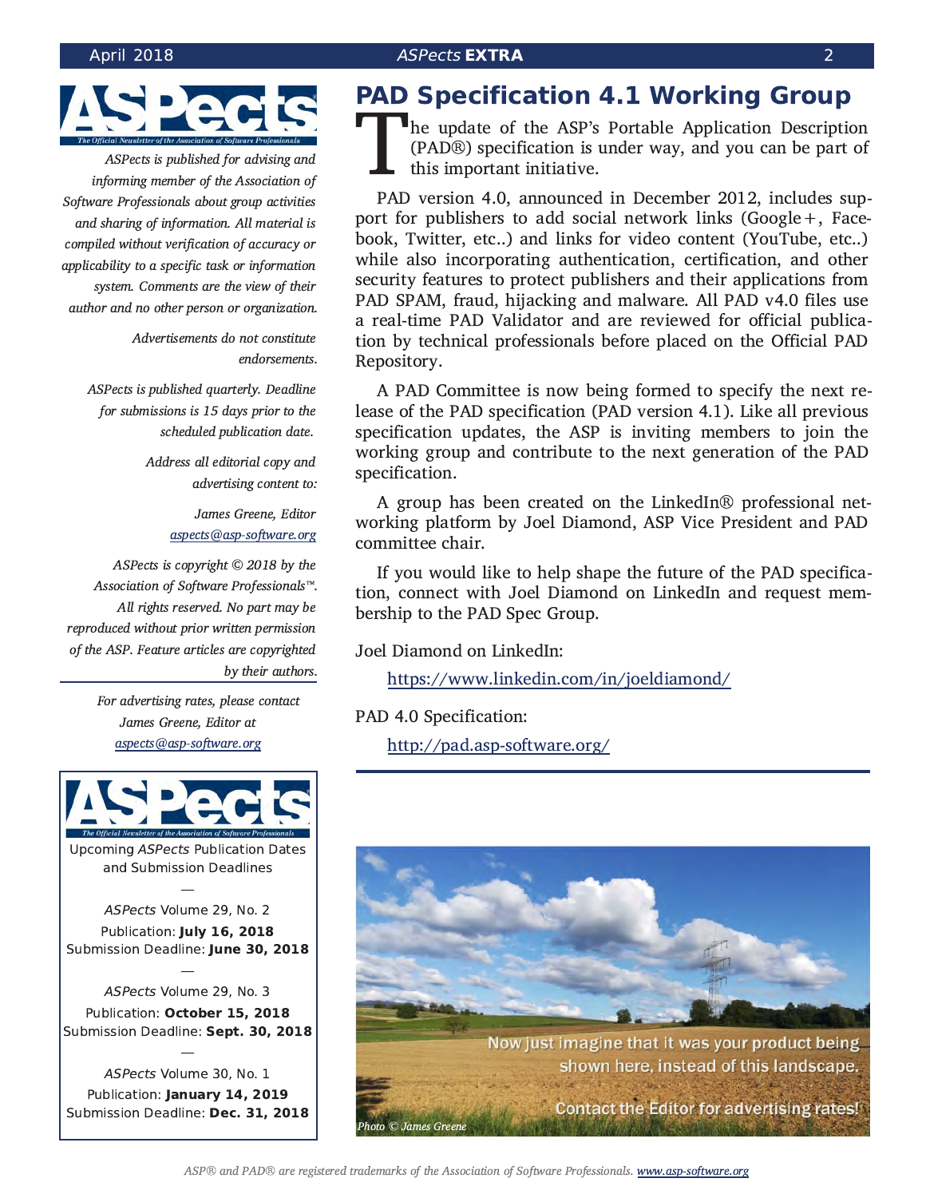*ASPects is published for advising and informing member of the Association of Software Professionals about group activities and sharing of information. All material is compiled without verification of accuracy or applicability to a specific task or information system. Comments are the view of their author and no other person or organization.*

*Advertisements do not constitute endorsements.*

*ASPects is published quarterly. Deadline for submissions is 15 days prior to the scheduled publication date.*

*Address all editorial copy and advertising content to:*

*James Greene, Editor*
*[aspects@asp-software.org](mailto:aspects@asp-software.org)*

*ASPects is copyright © 2018 by the Association of Software Professionals™. All rights reserved. No part may be reproduced without prior written permission of the ASP. Feature articles are copyrighted by their authors.*

*For advertising rates, please contact James Greene, Editor at [aspects@asp-software.org](mailto:aspects@asp-software.org)*

Upcoming *ASPects* Publication Dates and Submission Deadlines

—

*ASPects* Volume 29, No. 2
Publication: **July 16, 2018**
Submission Deadline: **June 30, 2018**

—

*ASPects* Volume 29, No. 3
Publication: **October 15, 2018**
Submission Deadline: **Sept. 30, 2018**

—

*ASPects* Volume 30, No. 1
Publication: **January 14, 2019**
Submission Deadline: **Dec. 31, 2018**

# PAD Specification 4.1 Working Group

The update of the ASP's Portable Application Description (PAD®) specification is under way, and you can be part of this important initiative.

PAD version 4.0, announced in December 2012, includes support for publishers to add social network links (Google+, Facebook, Twitter, etc..) and links for video content (YouTube, etc..) while also incorporating authentication, certification, and other security features to protect publishers and their applications from PAD SPAM, fraud, hijacking and malware. All PAD v4.0 files use a real-time PAD Validator and are reviewed for official publication by technical professionals before placed on the Official PAD Repository.

A PAD Committee is now being formed to specify the next release of the PAD specification (PAD version 4.1). Like all previous specification updates, the ASP is inviting members to join the working group and contribute to the next generation of the PAD specification.

A group has been created on the LinkedIn® professional networking platform by Joel Diamond, ASP Vice President and PAD committee chair.

If you would like to help shape the future of the PAD specification, connect with Joel Diamond on LinkedIn and request membership to the PAD Spec Group.

Joel Diamond on LinkedIn:

[https://www.linkedin.com/in/joeldiamond/](https://www.linkedin.com/in/joeldiamond/)

PAD 4.0 Specification:

[http://pad.asp-software.org/](http://pad.asp-software.org/)

Now just imagine that it was your product being shown here, instead of this landscape.

Contact the Editor for advertising rates!

*Photo © James Greene*

*ASP® and PAD® are registered trademarks of the Association of Software Professionals. [www.asp-software.org](http://www.asp-software.org)*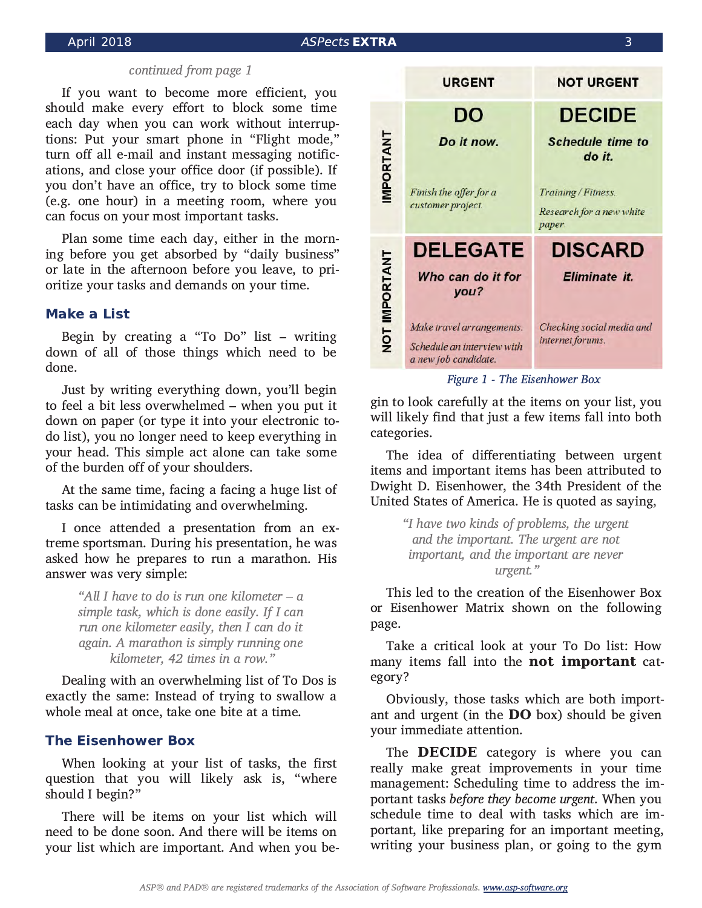*continued from page 1*

If you want to become more efficient, you should make every effort to block some time each day when you can work without interruptions: Put your smart phone in "Flight mode," turn off all e-mail and instant messaging notifications, and close your office door (if possible). If you don't have an office, try to block some time (e.g. one hour) in a meeting room, where you can focus on your most important tasks.

Plan some time each day, either in the morning before you get absorbed by "daily business" or late in the afternoon before you leave, to prioritize your tasks and demands on your time.

## Make a List

Begin by creating a "To Do" list – writing down of all of those things which need to be done.

Just by writing everything down, you'll begin to feel a bit less overwhelmed – when you put it down on paper (or type it into your electronic to-do list), you no longer need to keep everything in your head. This simple act alone can take some of the burden off of your shoulders.

At the same time, facing a facing a huge list of tasks can be intimidating and overwhelming.

I once attended a presentation from an extreme sportsman. During his presentation, he was asked how he prepares to run a marathon. His answer was very simple:

> *"All I have to do is run one kilometer – a simple task, which is done easily. If I can run one kilometer easily, then I can do it again. A marathon is simply running one kilometer, 42 times in a row."*

Dealing with an overwhelming list of To Dos is exactly the same: Instead of trying to swallow a whole meal at once, take one bite at a time.

## The Eisenhower Box

When looking at your list of tasks, the first question that you will likely ask is, "where should I begin?"

There will be items on your list which will need to be done soon. And there will be items on your list which are important. And when you begin to look carefully at the items on your list, you will likely find that just a few items fall into both categories.

| | URGENT | NOT URGENT |
|---|---|---|
| **IMPORTANT** | **DO**<br>***Do it now.***<br>*Finish the offer for a customer project.* | **DECIDE**<br>***Schedule time to do it.***<br>*Training / Fitness.*<br>*Research for a new white paper.* |
| **NOT IMPORTANT** | **DELEGATE**<br>***Who can do it for you?***<br>*Make travel arrangements.*<br>*Schedule an interview with a new job candidate.* | **DISCARD**<br>***Eliminate it.***<br>*Checking social media and internet forums.* |

*Figure 1 - The Eisenhower Box*

The idea of differentiating between urgent items and important items has been attributed to Dwight D. Eisenhower, the 34th President of the United States of America. He is quoted as saying,

> *"I have two kinds of problems, the urgent and the important. The urgent are not important, and the important are never urgent."*

This led to the creation of the Eisenhower Box or Eisenhower Matrix shown on the following page.

Take a critical look at your To Do list: How many items fall into the **not important** category?

Obviously, those tasks which are both important and urgent (in the **DO** box) should be given your immediate attention.

The **DECIDE** category is where you can really make great improvements in your time management: Scheduling time to address the important tasks *before they become urgent*. When you schedule time to deal with tasks which are important, like preparing for an important meeting, writing your business plan, or going to the gym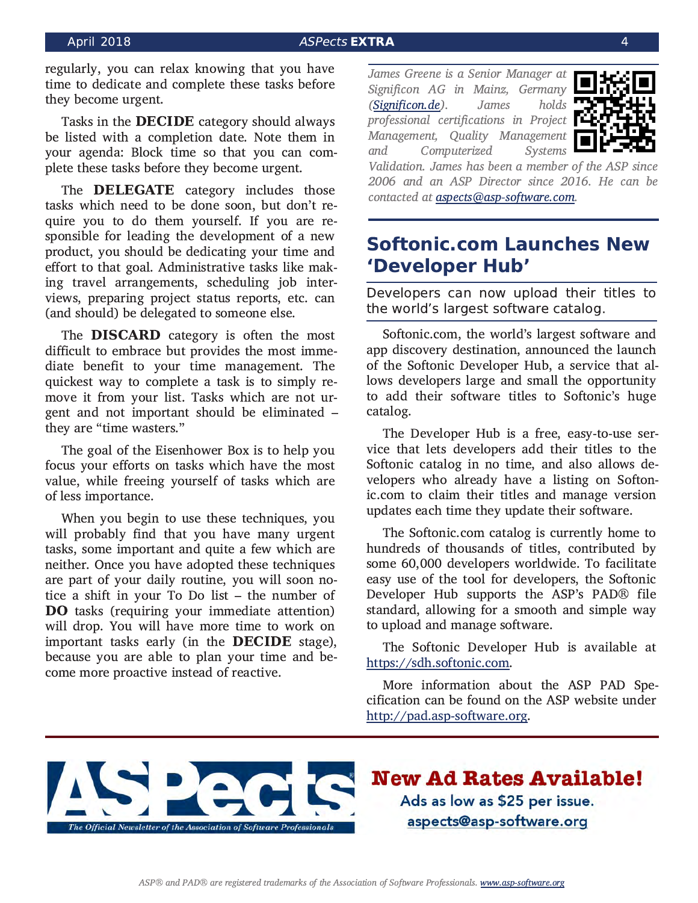regularly, you can relax knowing that you have time to dedicate and complete these tasks before they become urgent.

Tasks in the **DECIDE** category should always be listed with a completion date. Note them in your agenda: Block time so that you can complete these tasks before they become urgent.

The **DELEGATE** category includes those tasks which need to be done soon, but don't require you to do them yourself. If you are responsible for leading the development of a new product, you should be dedicating your time and effort to that goal. Administrative tasks like making travel arrangements, scheduling job interviews, preparing project status reports, etc. can (and should) be delegated to someone else.

The **DISCARD** category is often the most difficult to embrace but provides the most immediate benefit to your time management. The quickest way to complete a task is to simply remove it from your list. Tasks which are not urgent and not important should be eliminated – they are "time wasters."

The goal of the Eisenhower Box is to help you focus your efforts on tasks which have the most value, while freeing yourself of tasks which are of less importance.

When you begin to use these techniques, you will probably find that you have many urgent tasks, some important and quite a few which are neither. Once you have adopted these techniques are part of your daily routine, you will soon notice a shift in your To Do list – the number of **DO** tasks (requiring your immediate attention) will drop. You will have more time to work on important tasks early (in the **DECIDE** stage), because you are able to plan your time and become more proactive instead of reactive.

*James Greene is a Senior Manager at Significon AG in Mainz, Germany ([Significon.de](Significon.de)). James holds professional certifications in Project Management, Quality Management and Computerized Systems Validation. James has been a member of the ASP since 2006 and an ASP Director since 2016. He can be contacted at [aspects@asp-software.com](mailto:aspects@asp-software.com).*

## Softonic.com Launches New 'Developer Hub'

Developers can now upload their titles to the world's largest software catalog.

Softonic.com, the world's largest software and app discovery destination, announced the launch of the Softonic Developer Hub, a service that allows developers large and small the opportunity to add their software titles to Softonic's huge catalog.

The Developer Hub is a free, easy-to-use service that lets developers add their titles to the Softonic catalog in no time, and also allows developers who already have a listing on Softonic.com to claim their titles and manage version updates each time they update their software.

The Softonic.com catalog is currently home to hundreds of thousands of titles, contributed by some 60,000 developers worldwide. To facilitate easy use of the tool for developers, the Softonic Developer Hub supports the ASP's PAD® file standard, allowing for a smooth and simple way to upload and manage software.

The Softonic Developer Hub is available at [https://sdh.softonic.com](https://sdh.softonic.com).

More information about the ASP PAD Specification can be found on the ASP website under [http://pad.asp-software.org](http://pad.asp-software.org).

ASPects — The Official Newsletter of the Association of Software Professionals

**New Ad Rates Available!**

Ads as low as $25 per issue.

[aspects@asp-software.org](mailto:aspects@asp-software.org)

*ASP® and PAD® are registered trademarks of the Association of Software Professionals. [www.asp-software.org](http://www.asp-software.org)*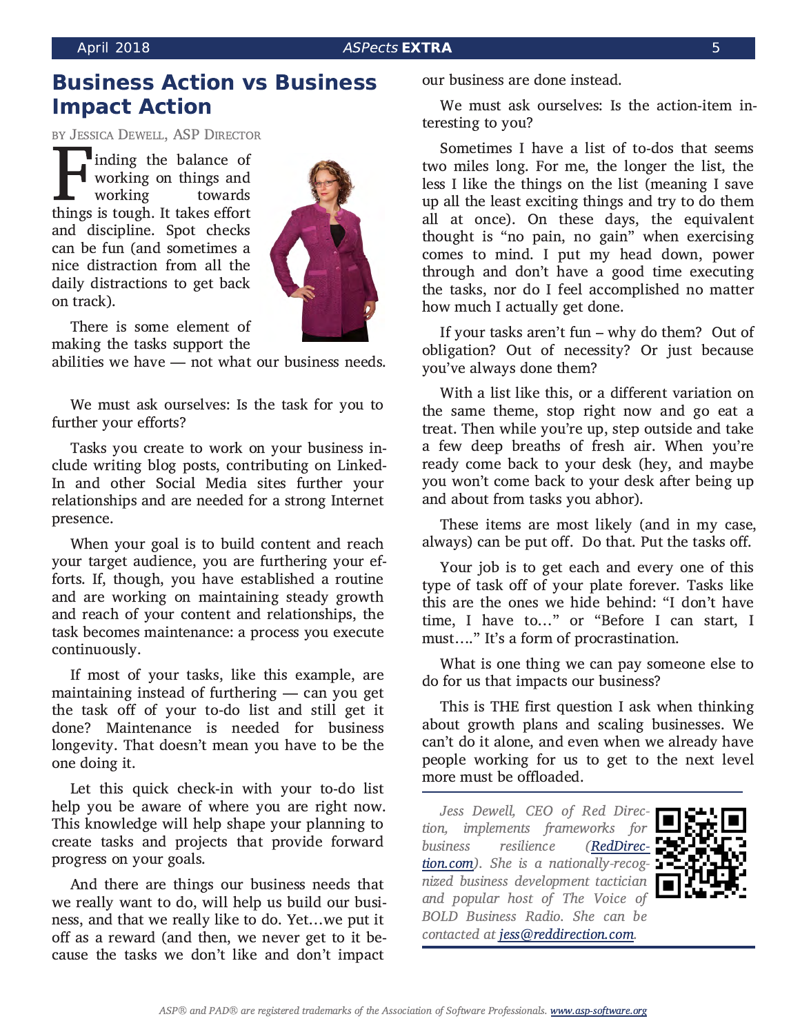# Business Action vs Business Impact Action

BY JESSICA DEWELL, ASP DIRECTOR

Finding the balance of working on things and working towards things is tough. It takes effort and discipline. Spot checks can be fun (and sometimes a nice distraction from all the daily distractions to get back on track).

There is some element of making the tasks support the abilities we have — not what our business needs.

We must ask ourselves: Is the task for you to further your efforts?

Tasks you create to work on your business include writing blog posts, contributing on LinkedIn and other Social Media sites further your relationships and are needed for a strong Internet presence.

When your goal is to build content and reach your target audience, you are furthering your efforts. If, though, you have established a routine and are working on maintaining steady growth and reach of your content and relationships, the task becomes maintenance: a process you execute continuously.

If most of your tasks, like this example, are maintaining instead of furthering — can you get the task off of your to-do list and still get it done? Maintenance is needed for business longevity. That doesn't mean you have to be the one doing it.

Let this quick check-in with your to-do list help you be aware of where you are right now. This knowledge will help shape your planning to create tasks and projects that provide forward progress on your goals.

And there are things our business needs that we really want to do, will help us build our business, and that we really like to do. Yet…we put it off as a reward (and then, we never get to it because the tasks we don't like and don't impact our business are done instead.

We must ask ourselves: Is the action-item interesting to you?

Sometimes I have a list of to-dos that seems two miles long. For me, the longer the list, the less I like the things on the list (meaning I save up all the least exciting things and try to do them all at once). On these days, the equivalent thought is "no pain, no gain" when exercising comes to mind. I put my head down, power through and don't have a good time executing the tasks, nor do I feel accomplished no matter how much I actually get done.

If your tasks aren't fun – why do them? Out of obligation? Out of necessity? Or just because you've always done them?

With a list like this, or a different variation on the same theme, stop right now and go eat a treat. Then while you're up, step outside and take a few deep breaths of fresh air. When you're ready come back to your desk (hey, and maybe you won't come back to your desk after being up and about from tasks you abhor).

These items are most likely (and in my case, always) can be put off. Do that. Put the tasks off.

Your job is to get each and every one of this type of task off of your plate forever. Tasks like this are the ones we hide behind: "I don't have time, I have to…" or "Before I can start, I must…." It's a form of procrastination.

What is one thing we can pay someone else to do for us that impacts our business?

This is THE first question I ask when thinking about growth plans and scaling businesses. We can't do it alone, and even when we already have people working for us to get to the next level more must be offloaded.

*Jess Dewell, CEO of Red Direction, implements frameworks for business resilience ([RedDirection.com](RedDirection.com)). She is a nationally-recognized business development tactician and popular host of The Voice of BOLD Business Radio. She can be contacted at [jess@reddirection.com](mailto:jess@reddirection.com).*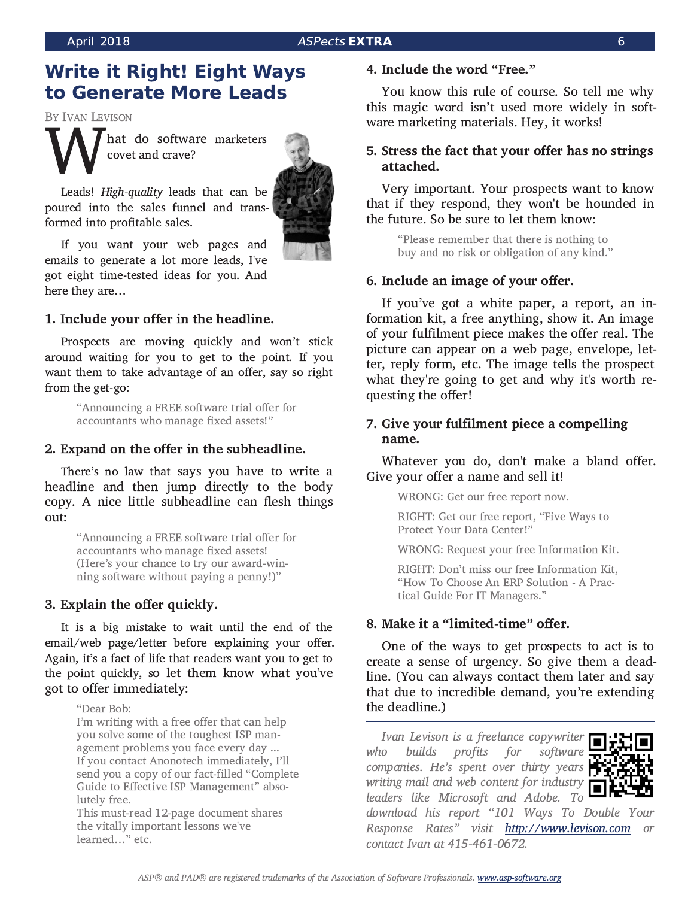# Write it Right! Eight Ways to Generate More Leads

BY IVAN LEVISON

What do software marketers covet and crave?

Leads! *High-quality* leads that can be poured into the sales funnel and transformed into profitable sales.

If you want your web pages and emails to generate a lot more leads, I've got eight time-tested ideas for you. And here they are…

### 1. Include your offer in the headline.

Prospects are moving quickly and won't stick around waiting for you to get to the point. If you want them to take advantage of an offer, say so right from the get-go:

> "Announcing a FREE software trial offer for accountants who manage fixed assets!"

### 2. Expand on the offer in the subheadline.

There's no law that says you have to write a headline and then jump directly to the body copy. A nice little subheadline can flesh things out:

> "Announcing a FREE software trial offer for accountants who manage fixed assets!
> (Here's your chance to try our award-winning software without paying a penny!)"

### 3. Explain the offer quickly.

It is a big mistake to wait until the end of the email/web page/letter before explaining your offer. Again, it's a fact of life that readers want you to get to the point quickly, so let them know what you've got to offer immediately:

> "Dear Bob:
> I'm writing with a free offer that can help you solve some of the toughest ISP management problems you face every day ...
> If you contact Anonotech immediately, I'll send you a copy of our fact-filled "Complete Guide to Effective ISP Management" absolutely free.
> This must-read 12-page document shares the vitally important lessons we've learned…" etc.

### 4. Include the word "Free."

You know this rule of course. So tell me why this magic word isn't used more widely in software marketing materials. Hey, it works!

### 5. Stress the fact that your offer has no strings attached.

Very important. Your prospects want to know that if they respond, they won't be hounded in the future. So be sure to let them know:

> "Please remember that there is nothing to buy and no risk or obligation of any kind."

### 6. Include an image of your offer.

If you've got a white paper, a report, an information kit, a free anything, show it. An image of your fulfilment piece makes the offer real. The picture can appear on a web page, envelope, letter, reply form, etc. The image tells the prospect what they're going to get and why it's worth requesting the offer!

### 7. Give your fulfilment piece a compelling name.

Whatever you do, don't make a bland offer. Give your offer a name and sell it!

> WRONG: Get our free report now.
>
> RIGHT: Get our free report, "Five Ways to Protect Your Data Center!"
>
> WRONG: Request your free Information Kit.
>
> RIGHT: Don't miss our free Information Kit, "How To Choose An ERP Solution - A Practical Guide For IT Managers."

### 8. Make it a "limited-time" offer.

One of the ways to get prospects to act is to create a sense of urgency. So give them a deadline. (You can always contact them later and say that due to incredible demand, you're extending the deadline.)

---

*Ivan Levison is a freelance copywriter who builds profits for software companies. He's spent over thirty years writing mail and web content for industry leaders like Microsoft and Adobe. To download his report "101 Ways To Double Your Response Rates" visit [http://www.levison.com](http://www.levison.com) or contact Ivan at 415-461-0672.*

*ASP® and PAD® are registered trademarks of the Association of Software Professionals. [www.asp-software.org](http://www.asp-software.org)*